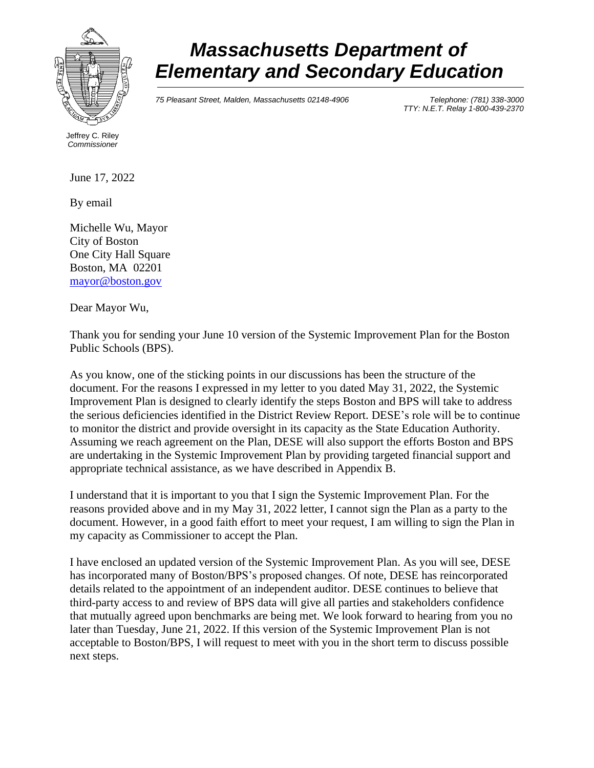# *Massachusetts Department of Elementary and Secondary Education*

*75 Pleasant Street, Malden, Massachusetts 02148-4906*

*Telephone: (781) 338-3000*
*TTY: N.E.T. Relay 1-800-439-2370*

Jeffrey C. Riley
*Commissioner*

June 17, 2022

By email

Michelle Wu, Mayor
City of Boston
One City Hall Square
Boston, MA 02201
mayor@boston.gov

Dear Mayor Wu,

Thank you for sending your June 10 version of the Systemic Improvement Plan for the Boston Public Schools (BPS).

As you know, one of the sticking points in our discussions has been the structure of the document. For the reasons I expressed in my letter to you dated May 31, 2022, the Systemic Improvement Plan is designed to clearly identify the steps Boston and BPS will take to address the serious deficiencies identified in the District Review Report. DESE's role will be to continue to monitor the district and provide oversight in its capacity as the State Education Authority. Assuming we reach agreement on the Plan, DESE will also support the efforts Boston and BPS are undertaking in the Systemic Improvement Plan by providing targeted financial support and appropriate technical assistance, as we have described in Appendix B.

I understand that it is important to you that I sign the Systemic Improvement Plan. For the reasons provided above and in my May 31, 2022 letter, I cannot sign the Plan as a party to the document. However, in a good faith effort to meet your request, I am willing to sign the Plan in my capacity as Commissioner to accept the Plan.

I have enclosed an updated version of the Systemic Improvement Plan. As you will see, DESE has incorporated many of Boston/BPS's proposed changes. Of note, DESE has reincorporated details related to the appointment of an independent auditor. DESE continues to believe that third-party access to and review of BPS data will give all parties and stakeholders confidence that mutually agreed upon benchmarks are being met. We look forward to hearing from you no later than Tuesday, June 21, 2022. If this version of the Systemic Improvement Plan is not acceptable to Boston/BPS, I will request to meet with you in the short term to discuss possible next steps.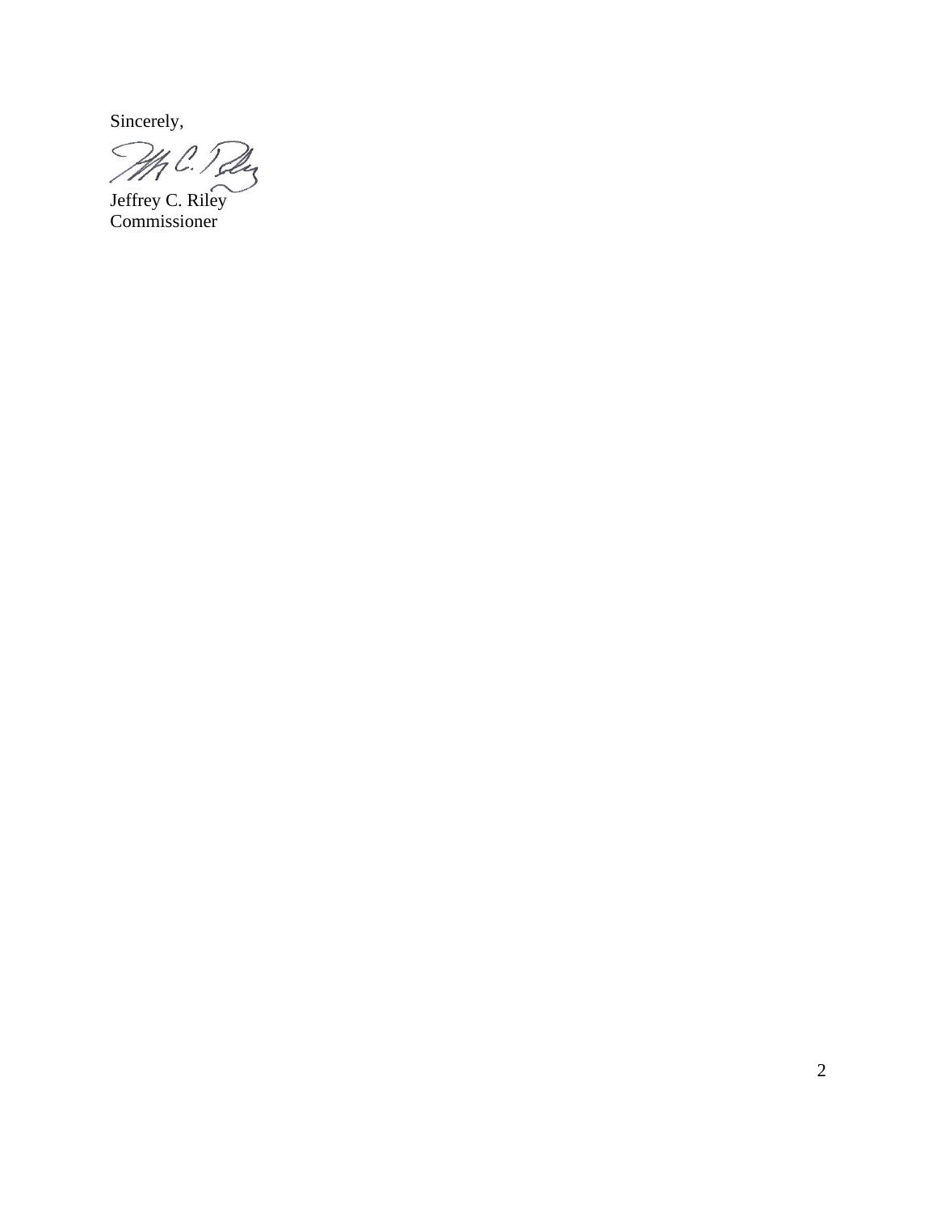Sincerely,

Jeffrey C. Riley
Commissioner